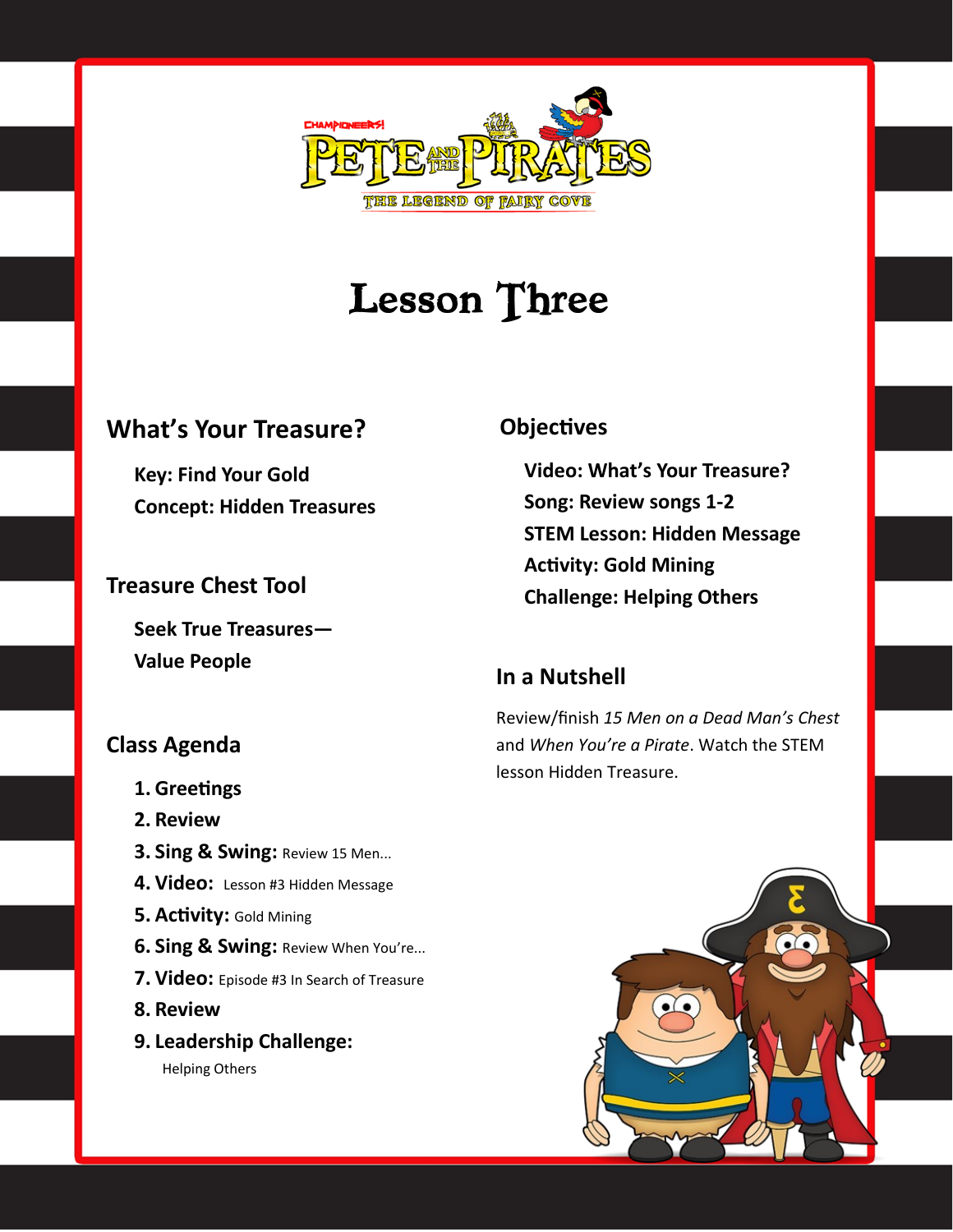# Lesson Three

## What's Your Treasure?

**Key: Find Your Gold**

**Concept: Hidden Treasures**

## Treasure Chest Tool

**Seek True Treasures—**
**Value People**

## Class Agenda

1. **Greetings**
2. **Review**
3. **Sing & Swing:** Review 15 Men...
4. **Video:** Lesson #3 Hidden Message
5. **Activity:** Gold Mining
6. **Sing & Swing:** Review When You're...
7. **Video:** Episode #3 In Search of Treasure
8. **Review**
9. **Leadership Challenge:** Helping Others

## Objectives

**Video: What's Your Treasure?**

**Song: Review songs 1-2**

**STEM Lesson: Hidden Message**

**Activity: Gold Mining**

**Challenge: Helping Others**

## In a Nutshell

Review/finish *15 Men on a Dead Man's Chest* and *When You're a Pirate*. Watch the STEM lesson Hidden Treasure.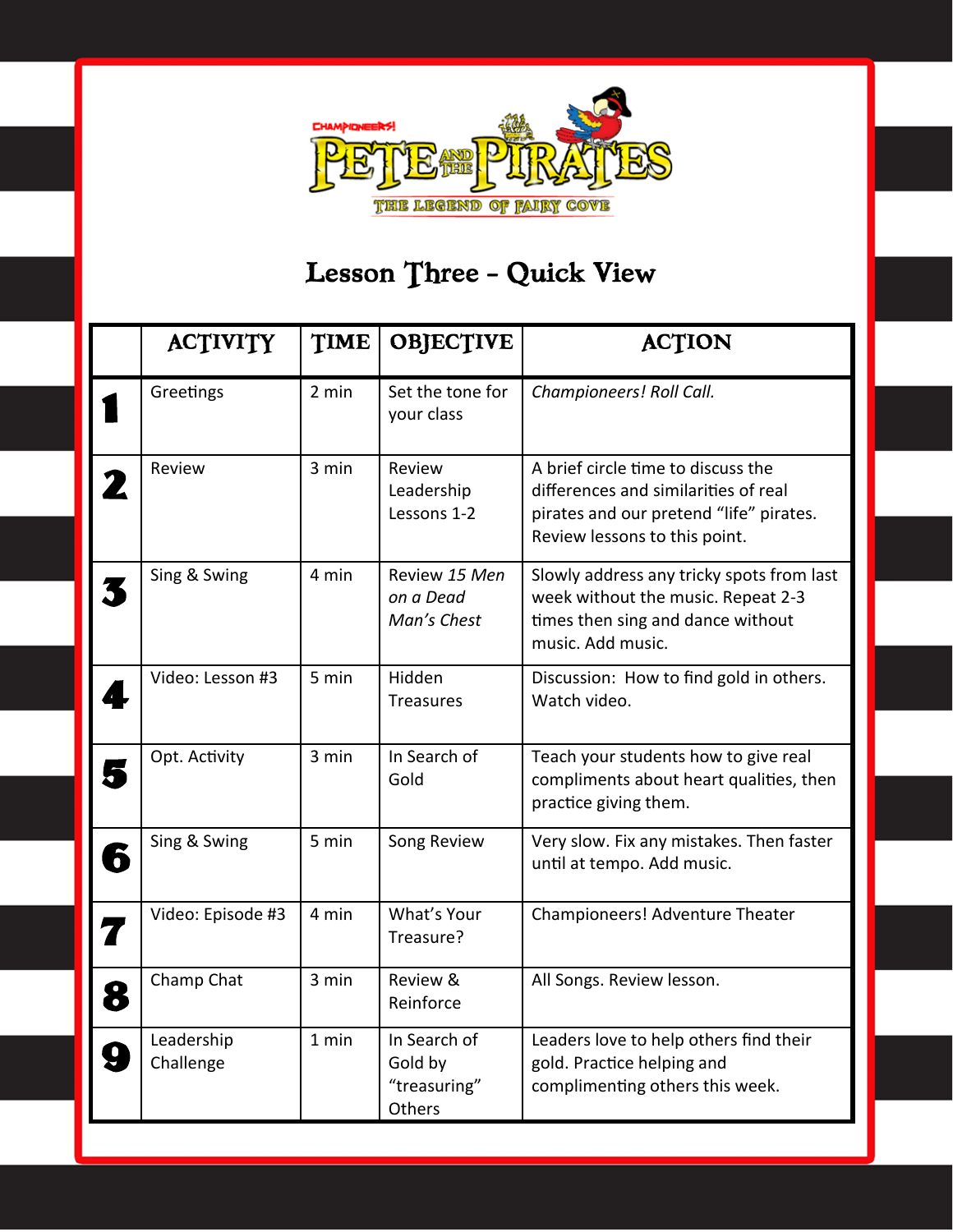CHAMPIONEERS!

PETE AND THE PIRATES

THE LEGEND OF FAIRY COVE

# Lesson Three - Quick View

| | ACTIVITY | TIME | OBJECTIVE | ACTION |
|---|---|---|---|---|
| 1 | Greetings | 2 min | Set the tone for your class | *Championeers! Roll Call.* |
| 2 | Review | 3 min | Review Leadership Lessons 1-2 | A brief circle time to discuss the differences and similarities of real pirates and our pretend "life" pirates. Review lessons to this point. |
| 3 | Sing & Swing | 4 min | Review *15 Men on a Dead Man's Chest* | Slowly address any tricky spots from last week without the music. Repeat 2-3 times then sing and dance without music. Add music. |
| 4 | Video: Lesson #3 | 5 min | Hidden Treasures | Discussion: How to find gold in others. Watch video. |
| 5 | Opt. Activity | 3 min | In Search of Gold | Teach your students how to give real compliments about heart qualities, then practice giving them. |
| 6 | Sing & Swing | 5 min | Song Review | Very slow. Fix any mistakes. Then faster until at tempo. Add music. |
| 7 | Video: Episode #3 | 4 min | What's Your Treasure? | Championeers! Adventure Theater |
| 8 | Champ Chat | 3 min | Review & Reinforce | All Songs. Review lesson. |
| 9 | Leadership Challenge | 1 min | In Search of Gold by "treasuring" Others | Leaders love to help others find their gold. Practice helping and complimenting others this week. |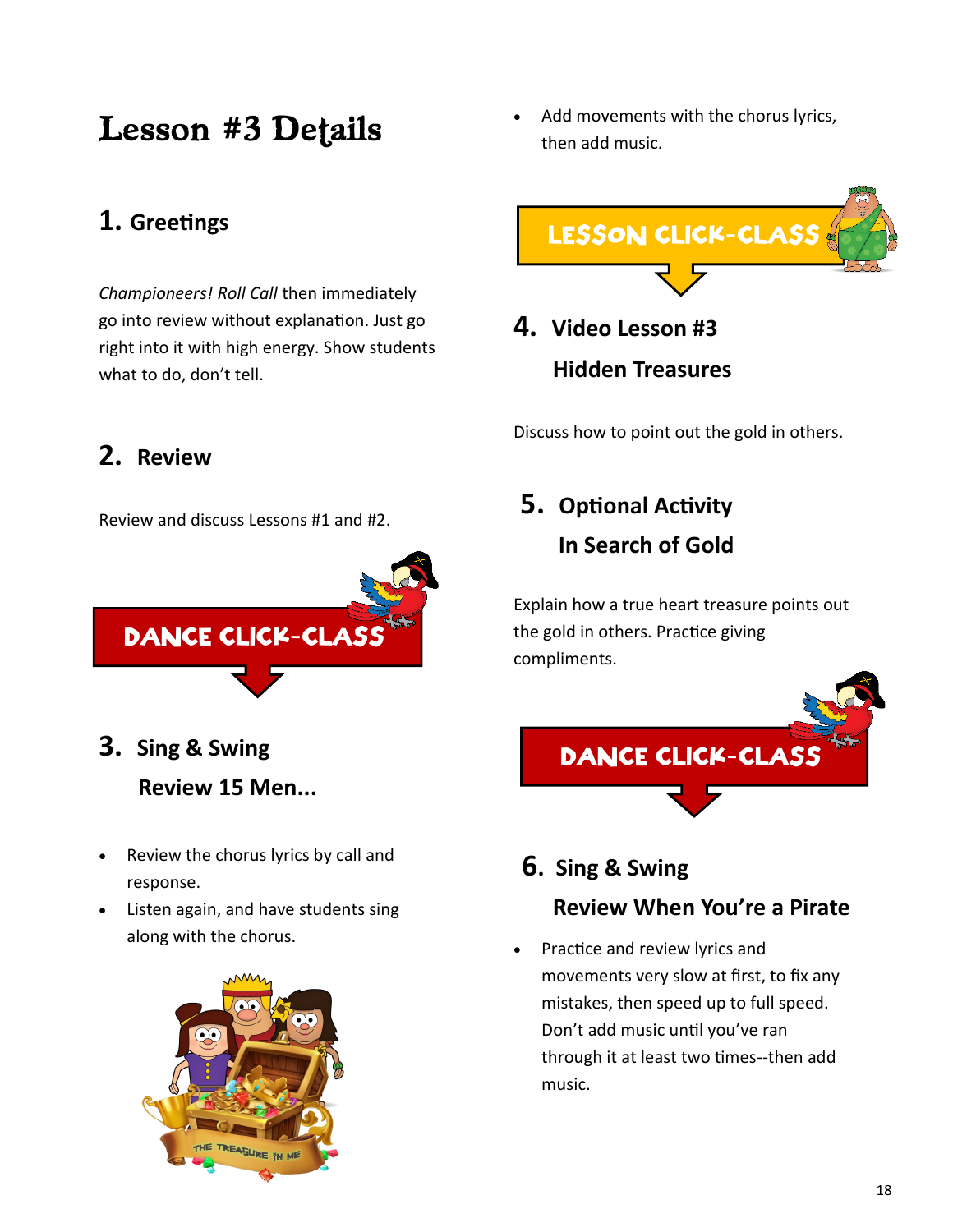# Lesson #3 Details

## 1. Greetings

*Championeers! Roll Call* then immediately go into review without explanation. Just go right into it with high energy. Show students what to do, don't tell.

## 2. Review

Review and discuss Lessons #1 and #2.

DANCE CLICK-CLASS

## 3. Sing & Swing

### Review 15 Men...

- Review the chorus lyrics by call and response.
- Listen again, and have students sing along with the chorus.
- Add movements with the chorus lyrics, then add music.

LESSON CLICK-CLASS

## 4. Video Lesson #3

### Hidden Treasures

Discuss how to point out the gold in others.

## 5. Optional Activity

### In Search of Gold

Explain how a true heart treasure points out the gold in others. Practice giving compliments.

DANCE CLICK-CLASS

## 6. Sing & Swing

### Review When You're a Pirate

- Practice and review lyrics and movements very slow at first, to fix any mistakes, then speed up to full speed. Don't add music until you've ran through it at least two times--then add music.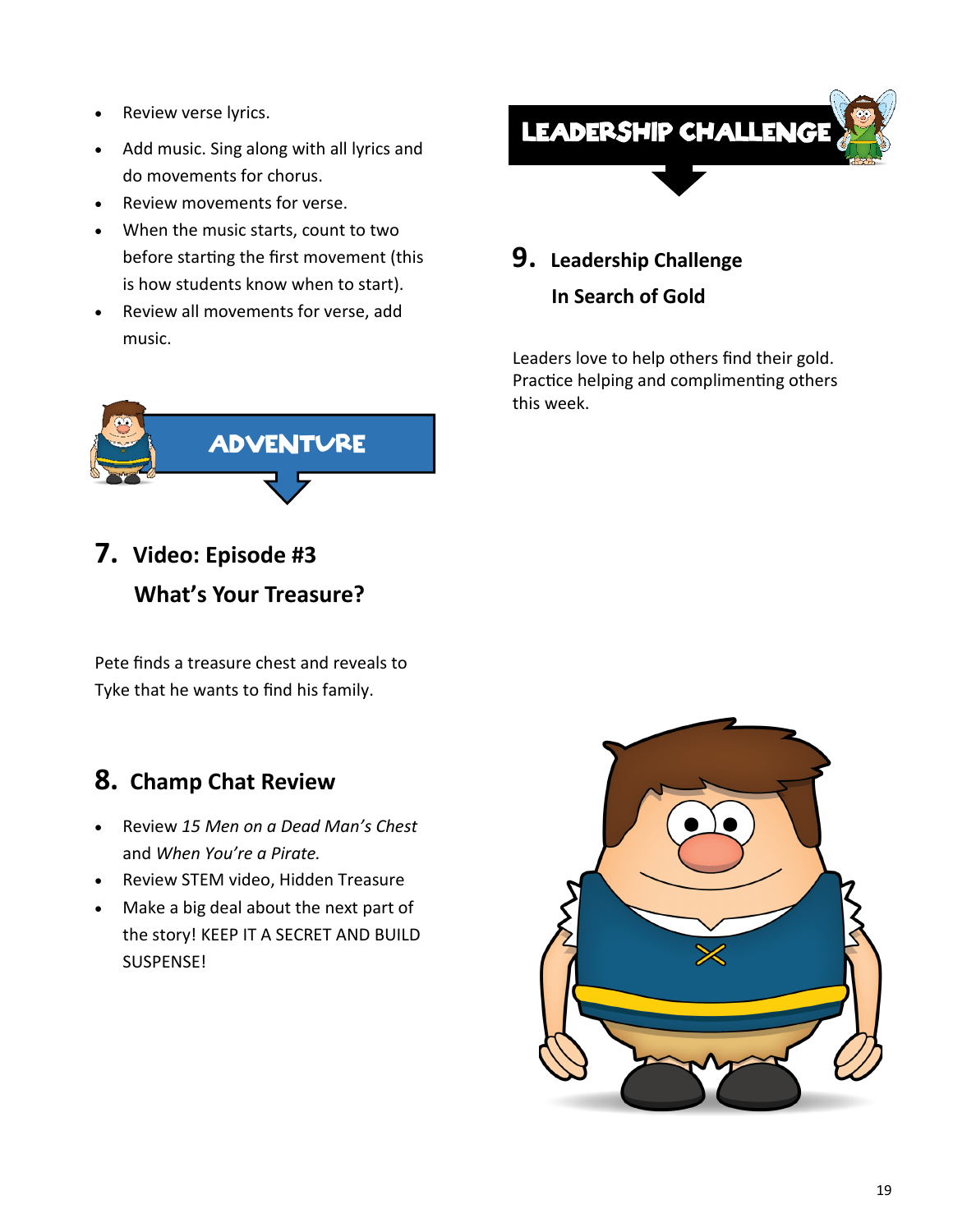- Review verse lyrics.
- Add music. Sing along with all lyrics and do movements for chorus.
- Review movements for verse.
- When the music starts, count to two before starting the first movement (this is how students know when to start).
- Review all movements for verse, add music.

## ADVENTURE

### 7. Video: Episode #3 What's Your Treasure?

Pete finds a treasure chest and reveals to Tyke that he wants to find his family.

### 8. Champ Chat Review

- Review *15 Men on a Dead Man's Chest* and *When You're a Pirate.*
- Review STEM video, Hidden Treasure
- Make a big deal about the next part of the story! KEEP IT A SECRET AND BUILD SUSPENSE!

## LEADERSHIP CHALLENGE

### 9. Leadership Challenge In Search of Gold

Leaders love to help others find their gold. Practice helping and complimenting others this week.